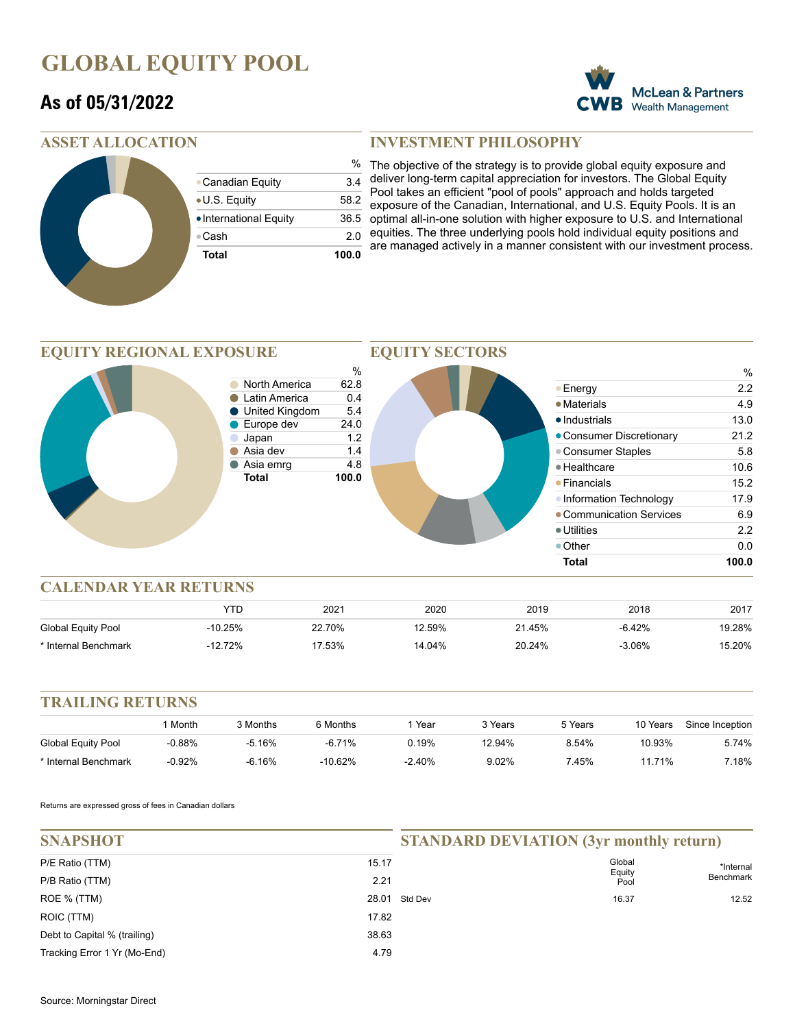# GLOBAL EQUITY POOL

## As of 05/31/2022

McLean & Partners Wealth Management

## ASSET ALLOCATION

| | % |
|---|---|
| Canadian Equity | 3.4 |
| U.S. Equity | 58.2 |
| International Equity | 36.5 |
| Cash | 2.0 |
| **Total** | **100.0** |

## INVESTMENT PHILOSOPHY

The objective of the strategy is to provide global equity exposure and deliver long-term capital appreciation for investors. The Global Equity Pool takes an efficient "pool of pools" approach and holds targeted exposure of the Canadian, International, and U.S. Equity Pools. It is an optimal all-in-one solution with higher exposure to U.S. and International equities. The three underlying pools hold individual equity positions and are managed actively in a manner consistent with our investment process.

## EQUITY REGIONAL EXPOSURE

| | % |
|---|---|
| North America | 62.8 |
| Latin America | 0.4 |
| United Kingdom | 5.4 |
| Europe dev | 24.0 |
| Japan | 1.2 |
| Asia dev | 1.4 |
| Asia emrg | 4.8 |
| **Total** | **100.0** |

## EQUITY SECTORS

| | % |
|---|---|
| Energy | 2.2 |
| Materials | 4.9 |
| Industrials | 13.0 |
| Consumer Discretionary | 21.2 |
| Consumer Staples | 5.8 |
| Healthcare | 10.6 |
| Financials | 15.2 |
| Information Technology | 17.9 |
| Communication Services | 6.9 |
| Utilities | 2.2 |
| Other | 0.0 |
| **Total** | **100.0** |

## CALENDAR YEAR RETURNS

| | YTD | 2021 | 2020 | 2019 | 2018 | 2017 |
|---|---|---|---|---|---|---|
| Global Equity Pool | -10.25% | 22.70% | 12.59% | 21.45% | -6.42% | 19.28% |
| * Internal Benchmark | -12.72% | 17.53% | 14.04% | 20.24% | -3.06% | 15.20% |

## TRAILING RETURNS

| | 1 Month | 3 Months | 6 Months | 1 Year | 3 Years | 5 Years | 10 Years | Since Inception |
|---|---|---|---|---|---|---|---|---|
| Global Equity Pool | -0.88% | -5.16% | -6.71% | 0.19% | 12.94% | 8.54% | 10.93% | 5.74% |
| * Internal Benchmark | -0.92% | -6.16% | -10.62% | -2.40% | 9.02% | 7.45% | 11.71% | 7.18% |

Returns are expressed gross of fees in Canadian dollars

## SNAPSHOT

| | |
|---|---|
| P/E Ratio (TTM) | 15.17 |
| P/B Ratio (TTM) | 2.21 |
| ROE % (TTM) | 28.01 |
| ROIC (TTM) | 17.82 |
| Debt to Capital % (trailing) | 38.63 |
| Tracking Error 1 Yr (Mo-End) | 4.79 |

## STANDARD DEVIATION (3yr monthly return)

| | Global Equity Pool | *Internal Benchmark |
|---|---|---|
| Std Dev | 16.37 | 12.52 |

Source: Morningstar Direct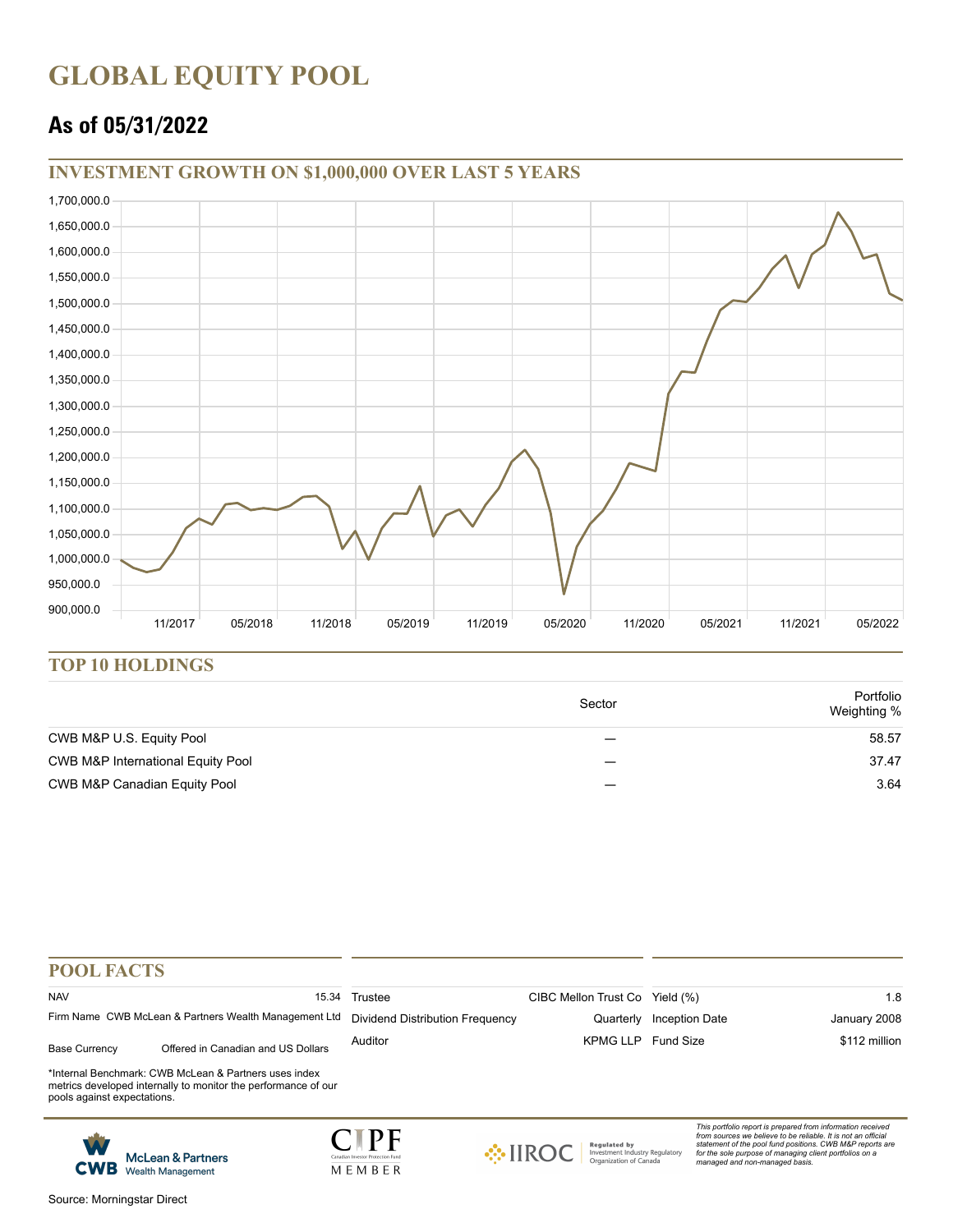# GLOBAL EQUITY POOL

## As of 05/31/2022

### INVESTMENT GROWTH ON $1,000,000 OVER LAST 5 YEARS

1,700,000.0
1,650,000.0
1,600,000.0
1,550,000.0
1,500,000.0
1,450,000.0
1,400,000.0
1,350,000.0
1,300,000.0
1,250,000.0
1,200,000.0
1,150,000.0
1,100,000.0
1,050,000.0
1,000,000.0
950,000.0
900,000.0

11/2017 05/2018 11/2018 05/2019 11/2019 05/2020 11/2020 05/2021 11/2021 05/2022

### TOP 10 HOLDINGS

| | Sector | Portfolio Weighting % |
|---|---|---|
| CWB M&P U.S. Equity Pool | — | 58.57 |
| CWB M&P International Equity Pool | — | 37.47 |
| CWB M&P Canadian Equity Pool | — | 3.64 |

### POOL FACTS

| | | | | | |
|---|---|---|---|---|---|
| NAV | 15.34 | Trustee | CIBC Mellon Trust Co | Yield (%) | 1.8 |
| Firm Name | CWB McLean & Partners Wealth Management Ltd | Dividend Distribution Frequency | Quarterly | Inception Date | January 2008 |
| Base Currency | Offered in Canadian and US Dollars | Auditor | KPMG LLP | Fund Size | $112 million |

*Internal Benchmark: CWB McLean & Partners uses index metrics developed internally to monitor the performance of our pools against expectations.

CWB McLean & Partners Wealth Management

CIPF Canadian Investor Protection Fund MEMBER

IIROC Regulated by Investment Industry Regulatory Organization of Canada

*This portfolio report is prepared from information received from sources we believe to be reliable. It is not an official statement of the pool fund positions. CWB M&P reports are for the sole purpose of managing client portfolios on a managed and non-managed basis.*

Source: Morningstar Direct